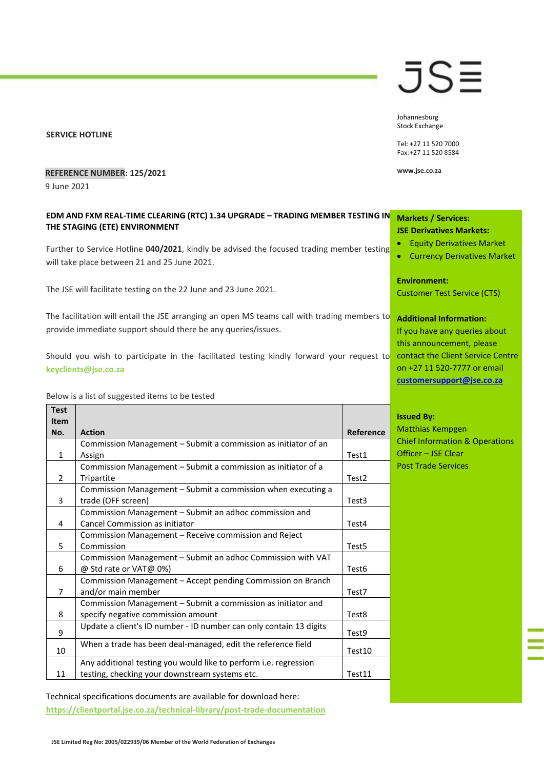**SERVICE HOTLINE**

**REFERENCE NUMBER: 125/2021**

9 June 2021

Johannesburg
Stock Exchange

Tel: +27 11 520 7000
Fax:+27 11 520 8584

**www.jse.co.za**

## EDM AND FXM REAL-TIME CLEARING (RTC) 1.34 UPGRADE – TRADING MEMBER TESTING IN THE STAGING (ETE) ENVIRONMENT

Further to Service Hotline **040/2021**, kindly be advised the focused trading member testing will take place between 21 and 25 June 2021.

The JSE will facilitate testing on the 22 June and 23 June 2021.

The facilitation will entail the JSE arranging an open MS teams call with trading members to provide immediate support should there be any queries/issues.

Should you wish to participate in the facilitated testing kindly forward your request to **keyclients@jse.co.za**

Below is a list of suggested items to be tested

| Test Item No. | Action | Reference |
|---|---|---|
| 1 | Commission Management – Submit a commission as initiator of an Assign | Test1 |
| 2 | Commission Management – Submit a commission as initiator of a Tripartite | Test2 |
| 3 | Commission Management – Submit a commission when executing a trade (OFF screen) | Test3 |
| 4 | Commission Management – Submit an adhoc commission and Cancel Commission as initiator | Test4 |
| 5 | Commission Management – Receive commission and Reject Commission | Test5 |
| 6 | Commission Management – Submit an adhoc Commission with VAT @ Std rate or VAT@ 0%) | Test6 |
| 7 | Commission Management – Accept pending Commission on Branch and/or main member | Test7 |
| 8 | Commission Management – Submit a commission as initiator and specify negative commission amount | Test8 |
| 9 | Update a client's ID number - ID number can only contain 13 digits | Test9 |
| 10 | When a trade has been deal-managed, edit the reference field | Test10 |
| 11 | Any additional testing you would like to perform i.e. regression testing, checking your downstream systems etc. | Test11 |

Technical specifications documents are available for download here:
**https://clientportal.jse.co.za/technical-library/post-trade-documentation**

**Markets / Services:**

**JSE Derivatives Markets:**

- Equity Derivatives Market
- Currency Derivatives Market

**Environment:**
Customer Test Service (CTS)

**Additional Information:**
If you have any queries about this announcement, please contact the Client Service Centre on +27 11 520-7777 or email **customersupport@jse.co.za**

**Issued By:**
Matthias Kempgen
Chief Information & Operations Officer – JSE Clear
Post Trade Services

JSE Limited Reg No: 2005/022939/06 Member of the World Federation of Exchanges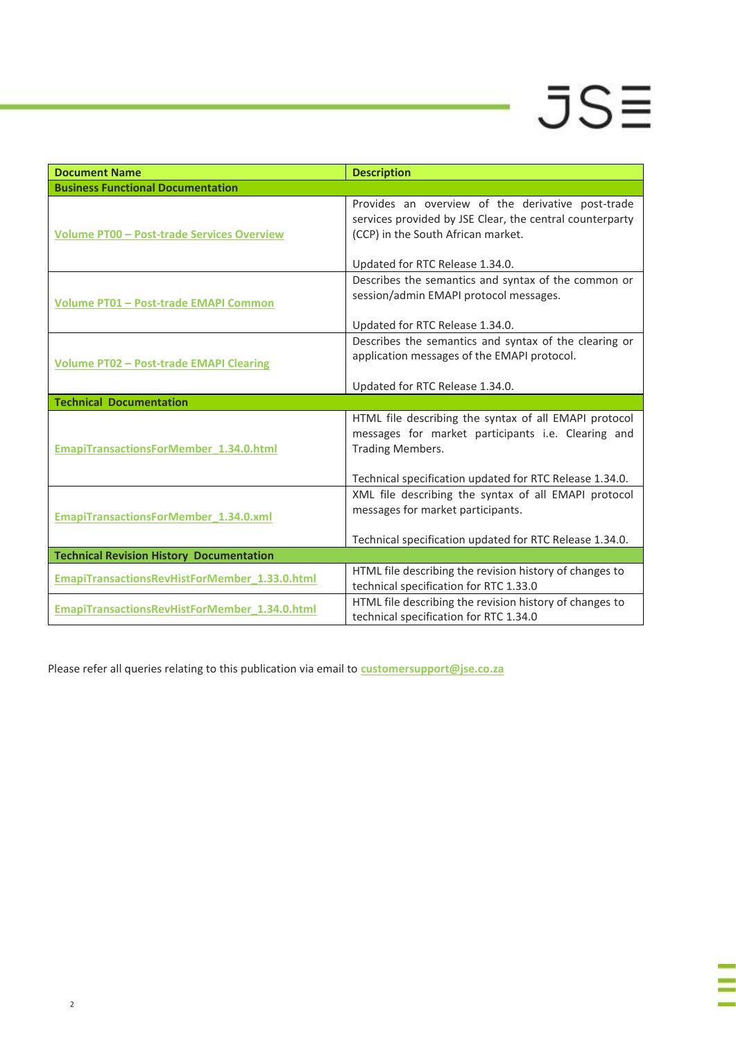| Document Name | Description |
|---|---|
| **Business Functional Documentation** | |
| Volume PT00 – Post-trade Services Overview | Provides an overview of the derivative post-trade services provided by JSE Clear, the central counterparty (CCP) in the South African market.<br><br>Updated for RTC Release 1.34.0. |
| Volume PT01 – Post-trade EMAPI Common | Describes the semantics and syntax of the common or session/admin EMAPI protocol messages.<br><br>Updated for RTC Release 1.34.0. |
| Volume PT02 – Post-trade EMAPI Clearing | Describes the semantics and syntax of the clearing or application messages of the EMAPI protocol.<br><br>Updated for RTC Release 1.34.0. |
| **Technical Documentation** | |
| EmapiTransactionsForMember_1.34.0.html | HTML file describing the syntax of all EMAPI protocol messages for market participants i.e. Clearing and Trading Members.<br><br>Technical specification updated for RTC Release 1.34.0. |
| EmapiTransactionsForMember_1.34.0.xml | XML file describing the syntax of all EMAPI protocol messages for market participants.<br><br>Technical specification updated for RTC Release 1.34.0. |
| **Technical Revision History Documentation** | |
| EmapiTransactionsRevHistForMember_1.33.0.html | HTML file describing the revision history of changes to technical specification for RTC 1.33.0 |
| EmapiTransactionsRevHistForMember_1.34.0.html | HTML file describing the revision history of changes to technical specification for RTC 1.34.0 |

Please refer all queries relating to this publication via email to customersupport@jse.co.za